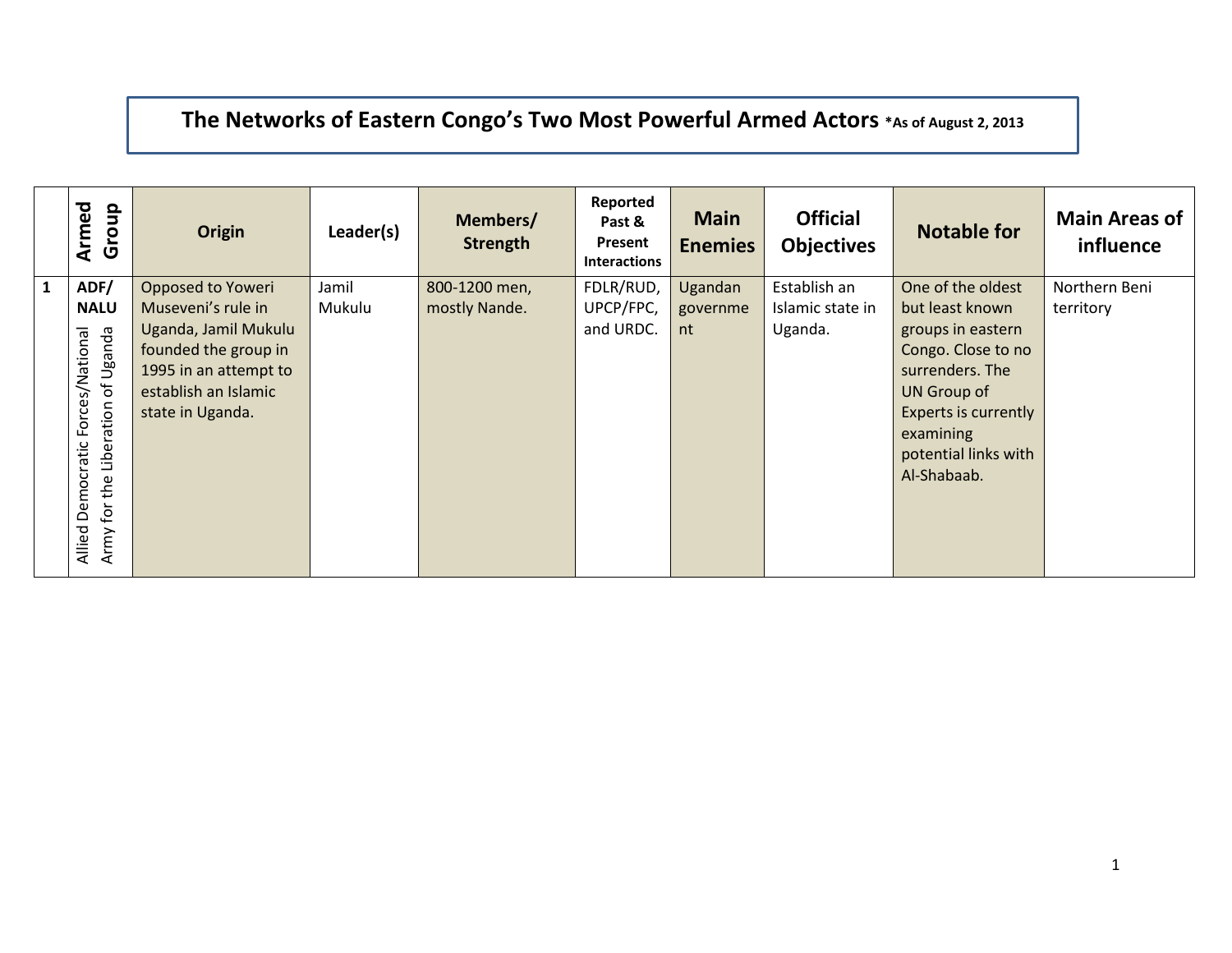# The Networks of Eastern Congo's Two Most Powerful Armed Actors *As of August 2, 2013

| | Armed Group | Origin | Leader(s) | Members/ Strength | Reported Past & Present Interactions | Main Enemies | Official Objectives | Notable for | Main Areas of influence |
|---|---|---|---|---|---|---|---|---|---|
| 1 | **ADF/ NALU** Allied Democratic Forces/National Army for the Liberation of Uganda | Opposed to Yoweri Museveni's rule in Uganda, Jamil Mukulu founded the group in 1995 in an attempt to establish an Islamic state in Uganda. | Jamil Mukulu | 800-1200 men, mostly Nande. | FDLR/RUD, UPCP/FPC, and URDC. | Ugandan government | Establish an Islamic state in Uganda. | One of the oldest but least known groups in eastern Congo. Close to no surrenders. The UN Group of Experts is currently examining potential links with Al-Shabaab. | Northern Beni territory |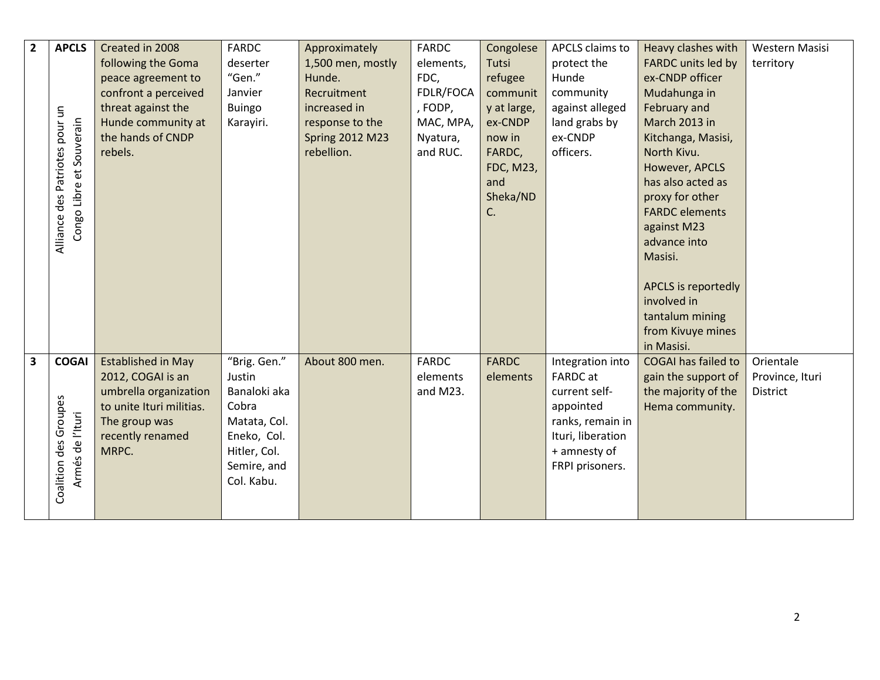| 2 | **APCLS** Alliance des Patriotes pour un Congo Libre et Souverain | Created in 2008 following the Goma peace agreement to confront a perceived threat against the Hunde community at the hands of CNDP rebels. | FARDC deserter "Gen." Janvier Buingo Karayiri. | Approximately 1,500 men, mostly Hunde. Recruitment increased in response to the Spring 2012 M23 rebellion. | FARDC elements, FDC, FDLR/FOCA, FODP, MAC, MPA, Nyatura, and RUC. | Congolese Tutsi refugee community at large, ex-CNDP now in FARDC, FDC, M23, and Sheka/NDC. | APCLS claims to protect the Hunde community against alleged land grabs by ex-CNDP officers. | Heavy clashes with FARDC units led by ex-CNDP officer Mudahunga in February and March 2013 in Kitchanga, Masisi, North Kivu. However, APCLS has also acted as proxy for other FARDC elements against M23 advance into Masisi.<br><br>APCLS is reportedly involved in tantalum mining from Kivuye mines in Masisi. | Western Masisi territory |
|---|---|---|---|---|---|---|---|---|---|
| 3 | **COGAI** Coalition des Groupes Armés de l'Ituri | Established in May 2012, COGAI is an umbrella organization to unite Ituri militias. The group was recently renamed MRPC. | "Brig. Gen." Justin Banaloki aka Cobra Matata, Col. Eneko, Col. Hitler, Col. Semire, and Col. Kabu. | About 800 men. | FARDC elements and M23. | FARDC elements | Integration into FARDC at current self-appointed ranks, remain in Ituri, liberation + amnesty of FRPI prisoners. | COGAI has failed to gain the support of the majority of the Hema community. | Orientale Province, Ituri District |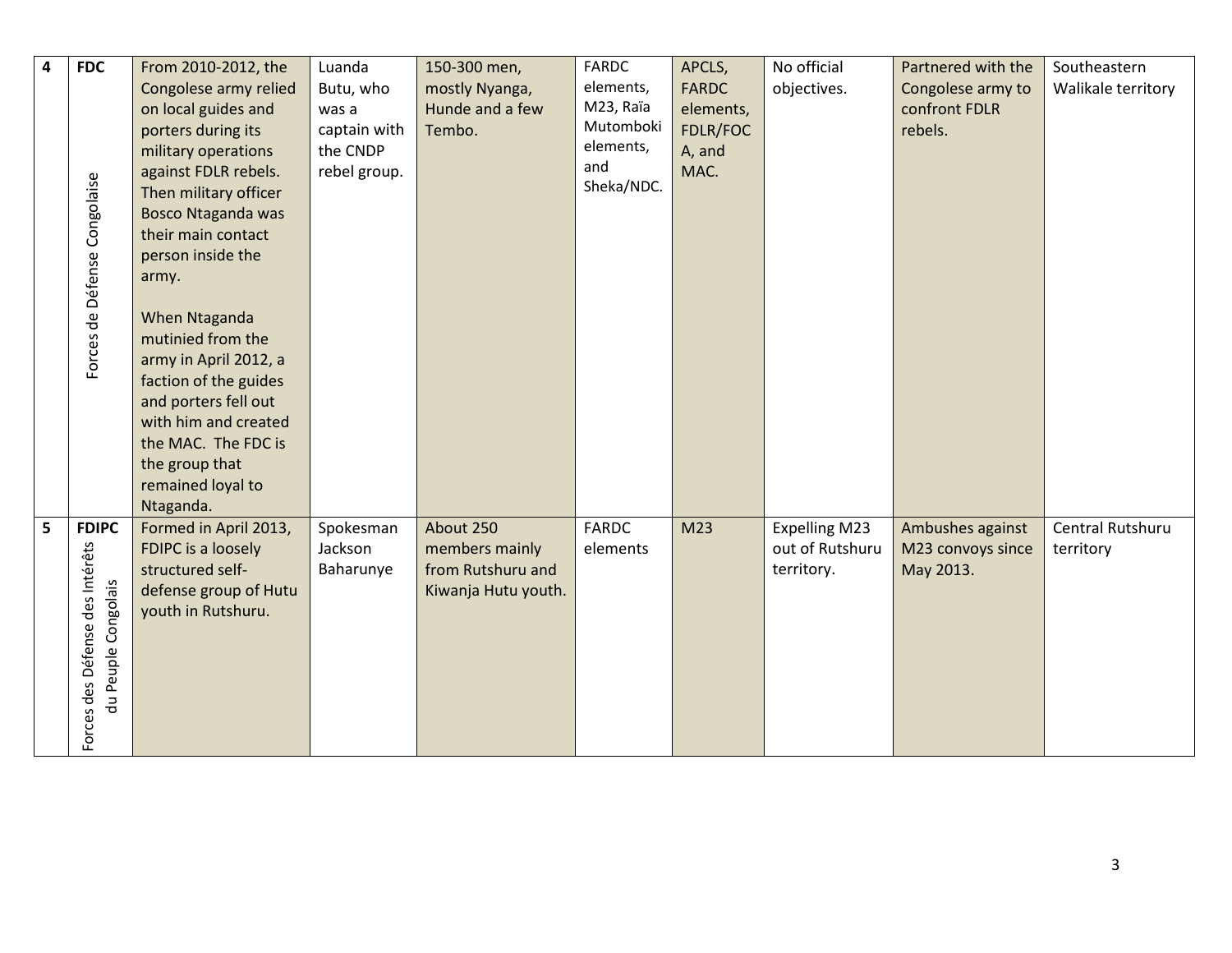| 4 | **FDC** Forces de Défense Congolaise | From 2010-2012, the Congolese army relied on local guides and porters during its military operations against FDLR rebels. Then military officer Bosco Ntaganda was their main contact person inside the army.<br><br>When Ntaganda mutinied from the army in April 2012, a faction of the guides and porters fell out with him and created the MAC. The FDC is the group that remained loyal to Ntaganda. | Luanda Butu, who was a captain with the CNDP rebel group. | 150-300 men, mostly Nyanga, Hunde and a few Tembo. | FARDC elements, M23, Raïa Mutomboki elements, and Sheka/NDC. | APCLS, FARDC elements, FDLR/FOCA, and MAC. | No official objectives. | Partnered with the Congolese army to confront FDLR rebels. | Southeastern Walikale territory |
|---|---|---|---|---|---|---|---|---|---|
| 5 | **FDIPC** Forces des Défense des Intérêts du Peuple Congolais | Formed in April 2013, FDIPC is a loosely structured self-defense group of Hutu youth in Rutshuru. | Spokesman Jackson Baharunye | About 250 members mainly from Rutshuru and Kiwanja Hutu youth. | FARDC elements | M23 | Expelling M23 out of Rutshuru territory. | Ambushes against M23 convoys since May 2013. | Central Rutshuru territory |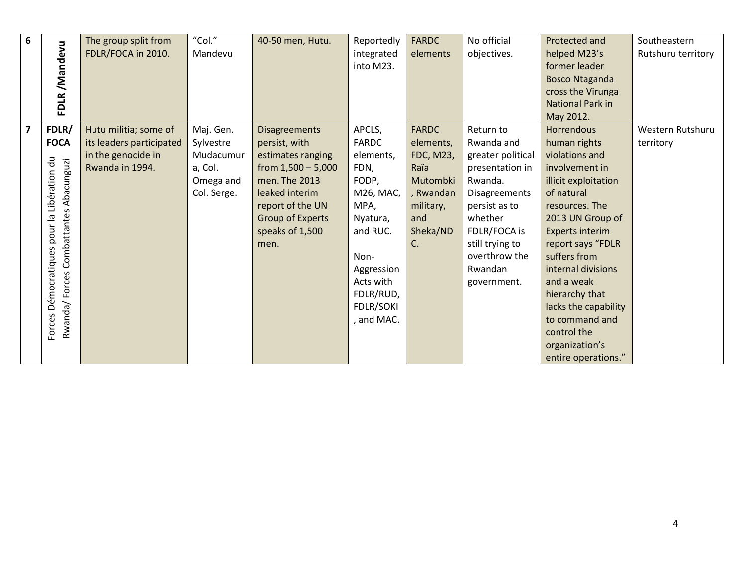| 6 | FDLR /Mandevu | The group split from FDLR/FOCA in 2010. | "Col." Mandevu | 40-50 men, Hutu. | Reportedly integrated into M23. | FARDC elements | No official objectives. | Protected and helped M23's former leader Bosco Ntaganda cross the Virunga National Park in May 2012. | Southeastern Rutshuru territory |
|---|---|---|---|---|---|---|---|---|---|
| 7 | FDLR/ FOCA Forces Démocratiques pour la Libération du Rwanda/ Forces Combattantes Abacunguzi | Hutu militia; some of its leaders participated in the genocide in Rwanda in 1994. | Maj. Gen. Sylvestre Mudacumura, Col. Omega and Col. Serge. | Disagreements persist, with estimates ranging from 1,500 – 5,000 men. The 2013 leaked interim report of the UN Group of Experts speaks of 1,500 men. | APCLS, FARDC elements, FDN, FODP, M26, MAC, MPA, Nyatura, and RUC. Non-Aggression Acts with FDLR/RUD, FDLR/SOKI, and MAC. | FARDC elements, FDC, M23, Raïa Mutombki, Rwandan military, and Sheka/NDC. | Return to Rwanda and greater political presentation in Rwanda. Disagreements persist as to whether FDLR/FOCA is still trying to overthrow the Rwandan government. | Horrendous human rights violations and involvement in illicit exploitation of natural resources. The 2013 UN Group of Experts interim report says "FDLR suffers from internal divisions and a weak hierarchy that lacks the capability to command and control the organization's entire operations." | Western Rutshuru territory |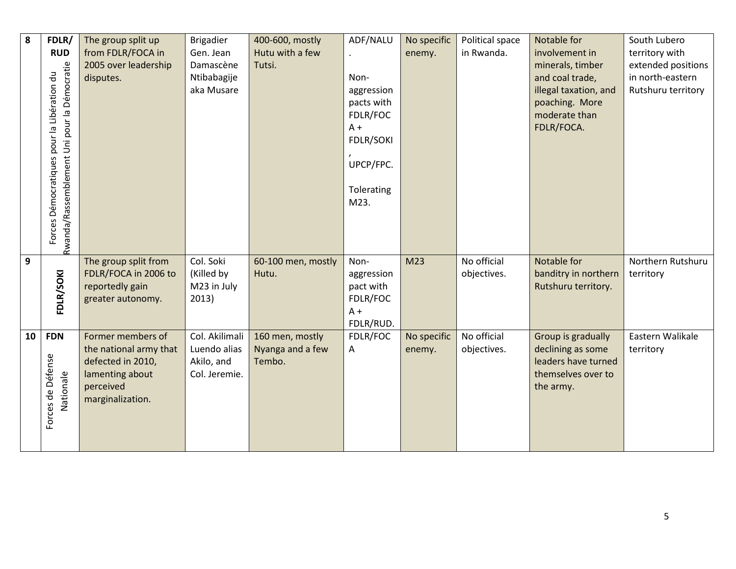| 8 | **FDLR/ RUD** Forces Démocratiques pour la Libération du Rwanda/Rassemblement Uni pour la Démocratie | The group split up from FDLR/FOCA in 2005 over leadership disputes. | Brigadier Gen. Jean Damascène Ntibabagije aka Musare | 400-600, mostly Hutu with a few Tutsi. | ADF/NALU. Non-aggression pacts with FDLR/FOCA + FDLR/SOKI, UPCP/FPC. Tolerating M23. | No specific enemy. | Political space in Rwanda. | Notable for involvement in minerals, timber and coal trade, illegal taxation, and poaching. More moderate than FDLR/FOCA. | South Lubero territory with extended positions in north-eastern Rutshuru territory |
|---|---|---|---|---|---|---|---|---|---|
| 9 | **FDLR/SOKI** | The group split from FDLR/FOCA in 2006 to reportedly gain greater autonomy. | Col. Soki (Killed by M23 in July 2013) | 60-100 men, mostly Hutu. | Non-aggression pact with FDLR/FOCA + FDLR/RUD. | M23 | No official objectives. | Notable for banditry in northern Rutshuru territory. | Northern Rutshuru territory |
| 10 | **FDN** Forces de Défense Nationale | Former members of the national army that defected in 2010, lamenting about perceived marginalization. | Col. Akilimali Luendo alias Akilo, and Col. Jeremie. | 160 men, mostly Nyanga and a few Tembo. | FDLR/FOCA | No specific enemy. | No official objectives. | Group is gradually declining as some leaders have turned themselves over to the army. | Eastern Walikale territory |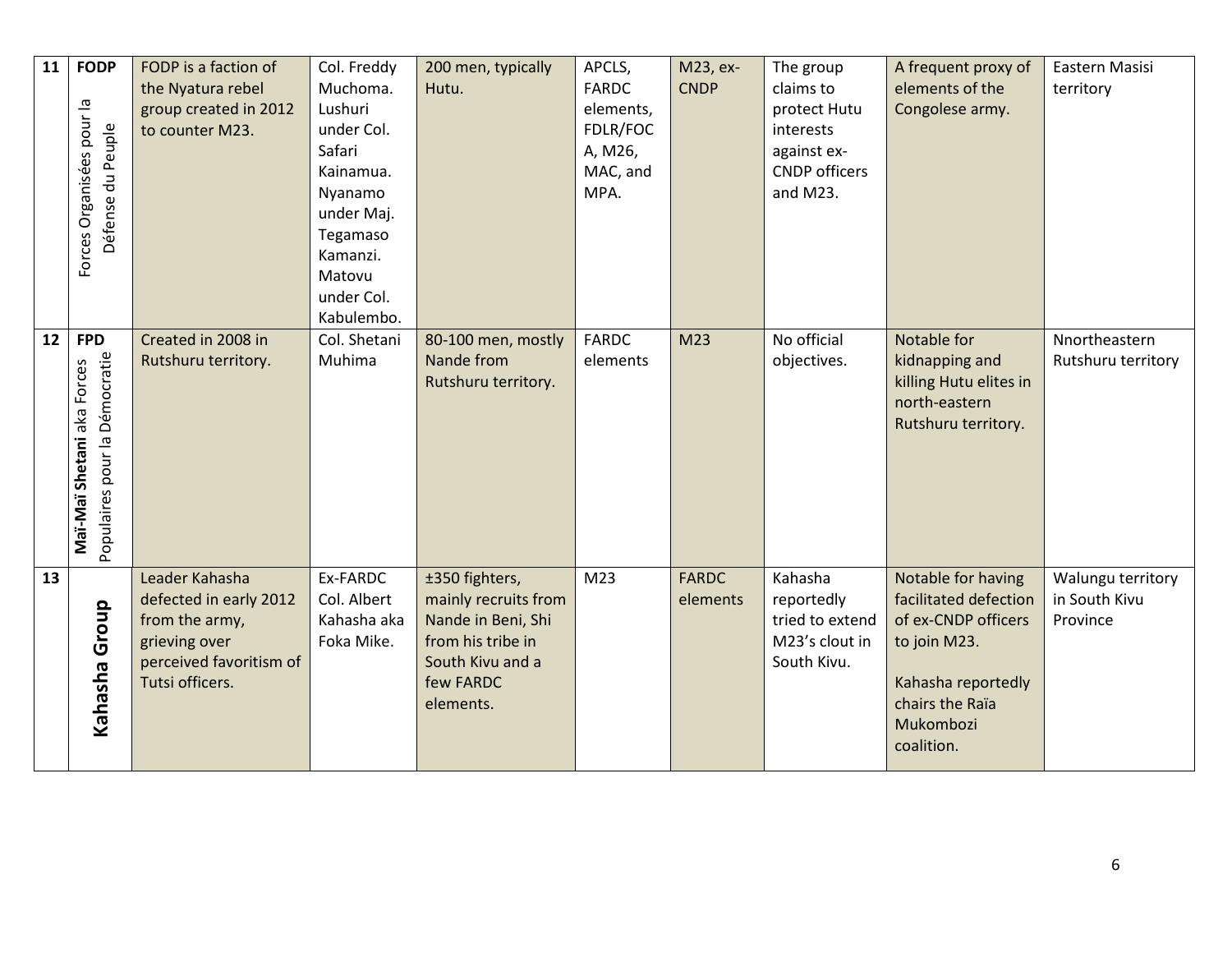| 11 | **FODP** Forces Organisées pour la Défense du Peuple | FODP is a faction of the Nyatura rebel group created in 2012 to counter M23. | Col. Freddy Muchoma. Lushuri under Col. Safari Kainamua. Nyanamo under Maj. Tegamaso Kamanzi. Matovu under Col. Kabulembo. | 200 men, typically Hutu. | APCLS, FARDC elements, FDLR/FOCA, M26, MAC, and MPA. | M23, ex-CNDP | The group claims to protect Hutu interests against ex-CNDP officers and M23. | A frequent proxy of elements of the Congolese army. | Eastern Masisi territory |
|---|---|---|---|---|---|---|---|---|---|
| 12 | **FPD** **Maï-Maï Shetani** aka Forces Populaires pour la Démocratie | Created in 2008 in Rutshuru territory. | Col. Shetani Muhima | 80-100 men, mostly Nande from Rutshuru territory. | FARDC elements | M23 | No official objectives. | Notable for kidnapping and killing Hutu elites in north-eastern Rutshuru territory. | Nnortheastern Rutshuru territory |
| 13 | **Kahasha Group** | Leader Kahasha defected in early 2012 from the army, grieving over perceived favoritism of Tutsi officers. | Ex-FARDC Col. Albert Kahasha aka Foka Mike. | ±350 fighters, mainly recruits from Nande in Beni, Shi from his tribe in South Kivu and a few FARDC elements. | M23 | FARDC elements | Kahasha reportedly tried to extend M23's clout in South Kivu. | Notable for having facilitated defection of ex-CNDP officers to join M23. Kahasha reportedly chairs the Raïa Mukombozi coalition. | Walungu territory in South Kivu Province |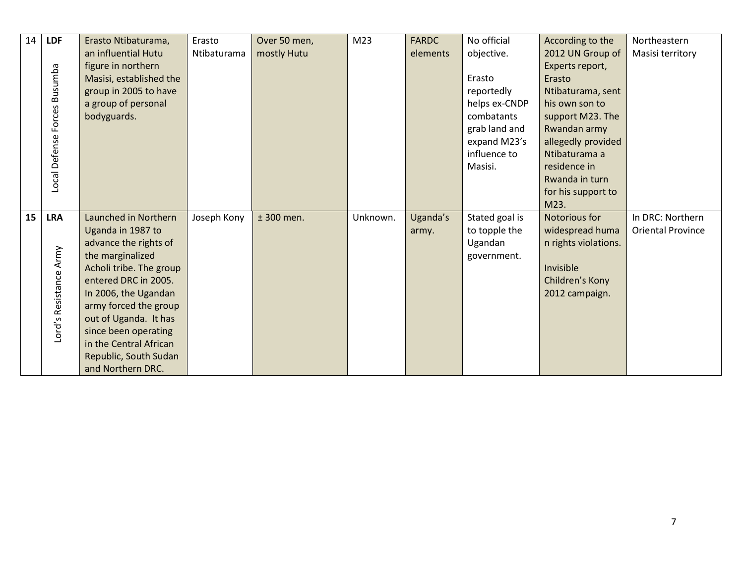| 14 | **LDF** Local Defense Forces Busumba | Erasto Ntibaturama, an influential Hutu figure in northern Masisi, established the group in 2005 to have a group of personal bodyguards. | Erasto Ntibaturama | Over 50 men, mostly Hutu | M23 | FARDC elements | No official objective.<br><br>Erasto reportedly helps ex-CNDP combatants grab land and expand M23's influence to Masisi. | According to the 2012 UN Group of Experts report, Erasto Ntibaturama, sent his own son to support M23. The Rwandan army allegedly provided Ntibaturama a residence in Rwanda in turn for his support to M23. | Northeastern Masisi territory |
|---|---|---|---|---|---|---|---|---|---|
| **15** | **LRA** Lord's Resistance Army | Launched in Northern Uganda in 1987 to advance the rights of the marginalized Acholi tribe. The group entered DRC in 2005. In 2006, the Ugandan army forced the group out of Uganda. It has since been operating in the Central African Republic, South Sudan and Northern DRC. | Joseph Kony | ± 300 men. | Unknown. | Uganda's army. | Stated goal is to topple the Ugandan government. | Notorious for widespread human rights violations.<br><br>Invisible Children's Kony 2012 campaign. | In DRC: Northern Oriental Province |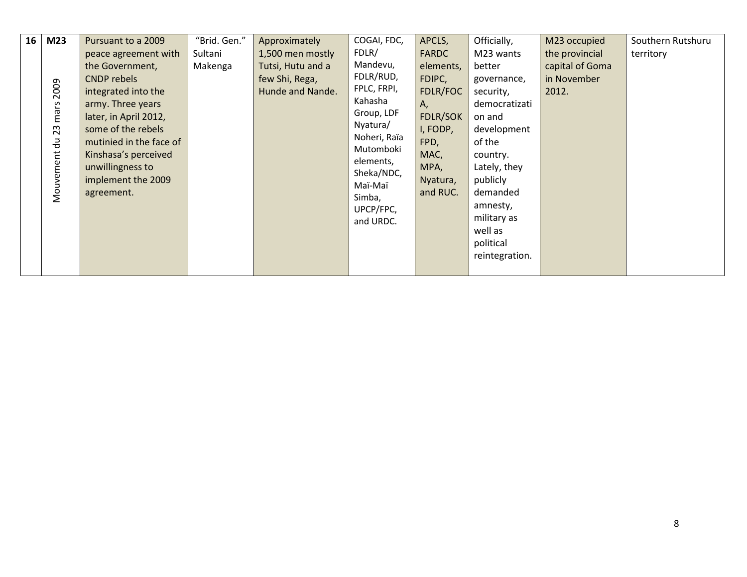| 16 | M23<br><br>Mouvement du 23 mars 2009 | Pursuant to a 2009 peace agreement with the Government, CNDP rebels integrated into the army. Three years later, in April 2012, some of the rebels mutinied in the face of Kinshasa's perceived unwillingness to implement the 2009 agreement. | "Brid. Gen." Sultani Makenga | Approximately 1,500 men mostly Tutsi, Hutu and a few Shi, Rega, Hunde and Nande. | COGAI, FDC, FDLR/ Mandevu, FDLR/RUD, FPLC, FRPI, Kahasha Group, LDF Nyatura/ Noheri, Raïa Mutomboki elements, Sheka/NDC, Maï-Maï Simba, UPCP/FPC, and URDC. | APCLS, FARDC elements, FDIPC, FDLR/FOCA, FDLR/SOKI, FODP, FPD, MAC, MPA, Nyatura, and RUC. | Officially, M23 wants better governance, security, democratization and development of the country. Lately, they publicly demanded amnesty, military as well as political reintegration. | M23 occupied the provincial capital of Goma in November 2012. | Southern Rutshuru territory |
|---|---|---|---|---|---|---|---|---|---|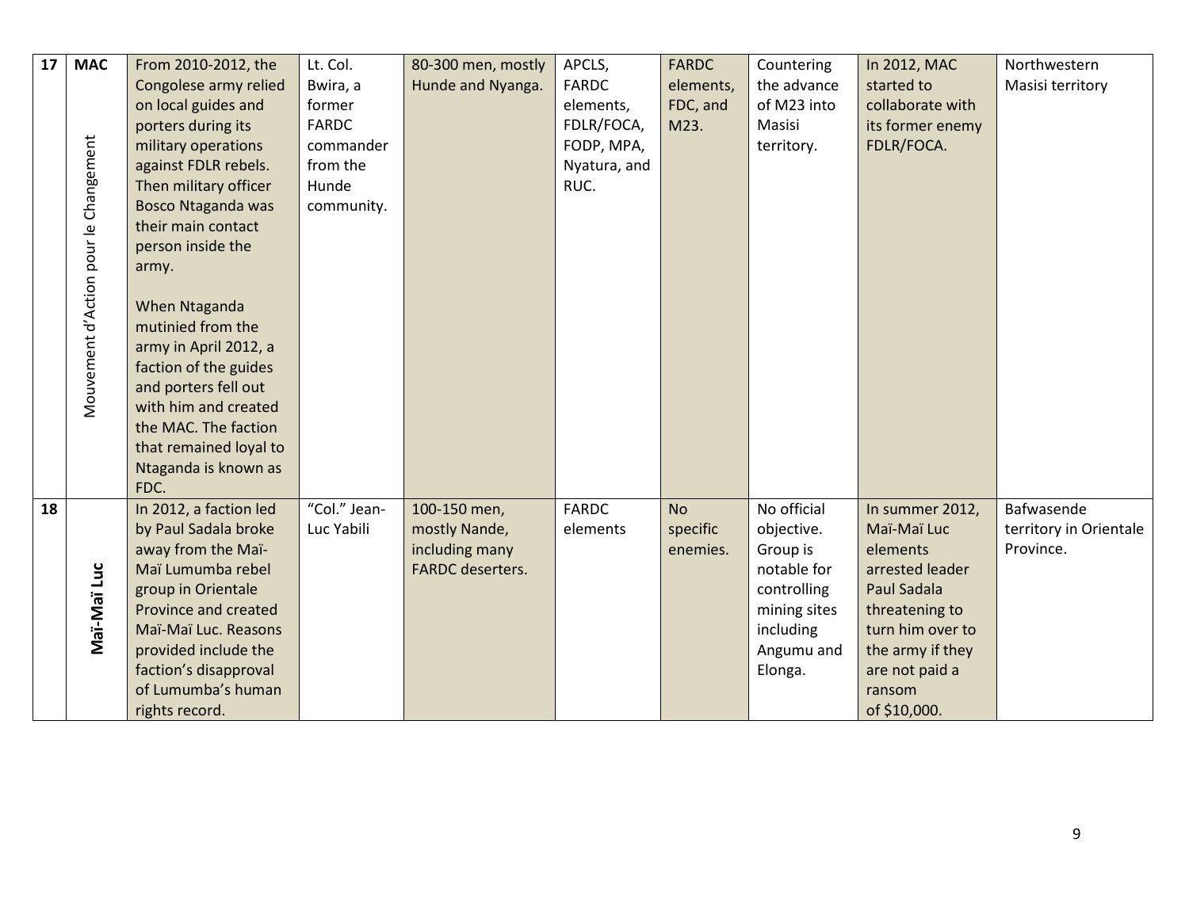| 17 | **MAC** Mouvement d'Action pour le Changement | From 2010-2012, the Congolese army relied on local guides and porters during its military operations against FDLR rebels. Then military officer Bosco Ntaganda was their main contact person inside the army.<br><br>When Ntaganda mutinied from the army in April 2012, a faction of the guides and porters fell out with him and created the MAC. The faction that remained loyal to Ntaganda is known as FDC. | Lt. Col. Bwira, a former FARDC commander from the Hunde community. | 80-300 men, mostly Hunde and Nyanga. | APCLS, FARDC elements, FDLR/FOCA, FODP, MPA, Nyatura, and RUC. | FARDC elements, FDC, and M23. | Countering the advance of M23 into Masisi territory. | In 2012, MAC started to collaborate with its former enemy FDLR/FOCA. | Northwestern Masisi territory |
|---|---|---|---|---|---|---|---|---|---|
| 18 | **Maï-Maï Luc** | In 2012, a faction led by Paul Sadala broke away from the Maï-Maï Lumumba rebel group in Orientale Province and created Maï-Maï Luc. Reasons provided include the faction's disapproval of Lumumba's human rights record. | "Col." Jean-Luc Yabili | 100-150 men, mostly Nande, including many FARDC deserters. | FARDC elements | No specific enemies. | No official objective. Group is notable for controlling mining sites including Angumu and Elonga. | In summer 2012, Maï-Maï Luc elements arrested leader Paul Sadala threatening to turn him over to the army if they are not paid a ransom of $10,000. | Bafwasende territory in Orientale Province. |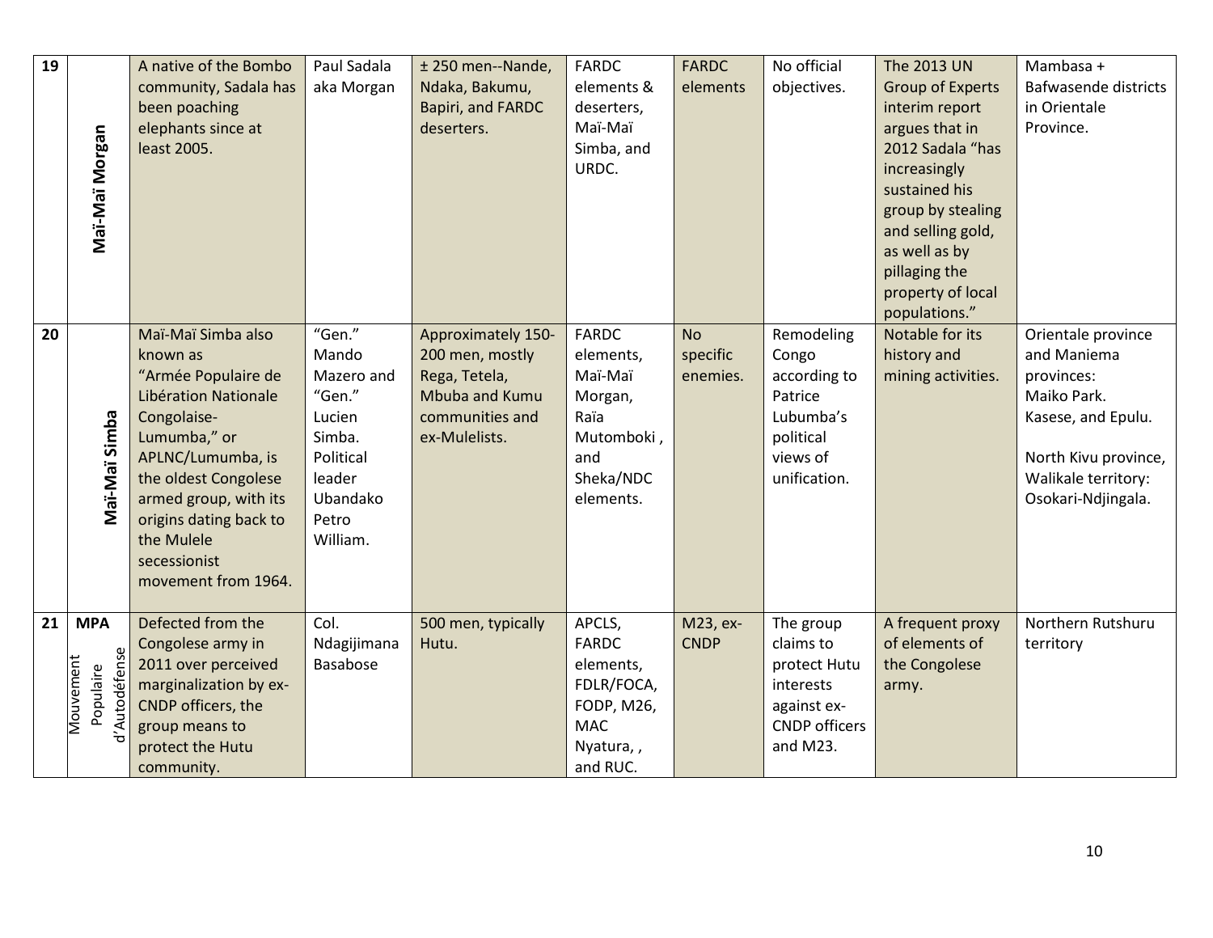| 19 | Maï-Maï Morgan | A native of the Bombo community, Sadala has been poaching elephants since at least 2005. | Paul Sadala aka Morgan | ± 250 men--Nande, Ndaka, Bakumu, Bapiri, and FARDC deserters. | FARDC elements & deserters, Maï-Maï Simba, and URDC. | FARDC elements | No official objectives. | The 2013 UN Group of Experts interim report argues that in 2012 Sadala "has increasingly sustained his group by stealing and selling gold, as well as by pillaging the property of local populations." | Mambasa + Bafwasende districts in Orientale Province. |
|---|---|---|---|---|---|---|---|---|---|
| 20 | Maï-Maï Simba | Maï-Maï Simba also known as "Armée Populaire de Libération Nationale Congolaise-Lumumba," or APLNC/Lumumba, is the oldest Congolese armed group, with its origins dating back to the Mulele secessionist movement from 1964. | "Gen." Mando Mazero and "Gen." Lucien Simba. Political leader Ubandako Petro William. | Approximately 150-200 men, mostly Rega, Tetela, Mbuba and Kumu communities and ex-Mulelists. | FARDC elements, Maï-Maï Morgan, Raïa Mutomboki , and Sheka/NDC elements. | No specific enemies. | Remodeling Congo according to Patrice Lubumba's political views of unification. | Notable for its history and mining activities. | Orientale province and Maniema provinces: Maiko Park. Kasese, and Epulu.<br><br>North Kivu province, Walikale territory: Osokari-Ndjingala. |
| 21 | **MPA** Mouvement Populaire d'Autodéfense | Defected from the Congolese army in 2011 over perceived marginalization by ex-CNDP officers, the group means to protect the Hutu community. | Col. Ndagijimana Basabose | 500 men, typically Hutu. | APCLS, FARDC elements, FDLR/FOCA, FODP, M26, MAC Nyatura, , and RUC. | M23, ex-CNDP | The group claims to protect Hutu interests against ex-CNDP officers and M23. | A frequent proxy of elements of the Congolese army. | Northern Rutshuru territory |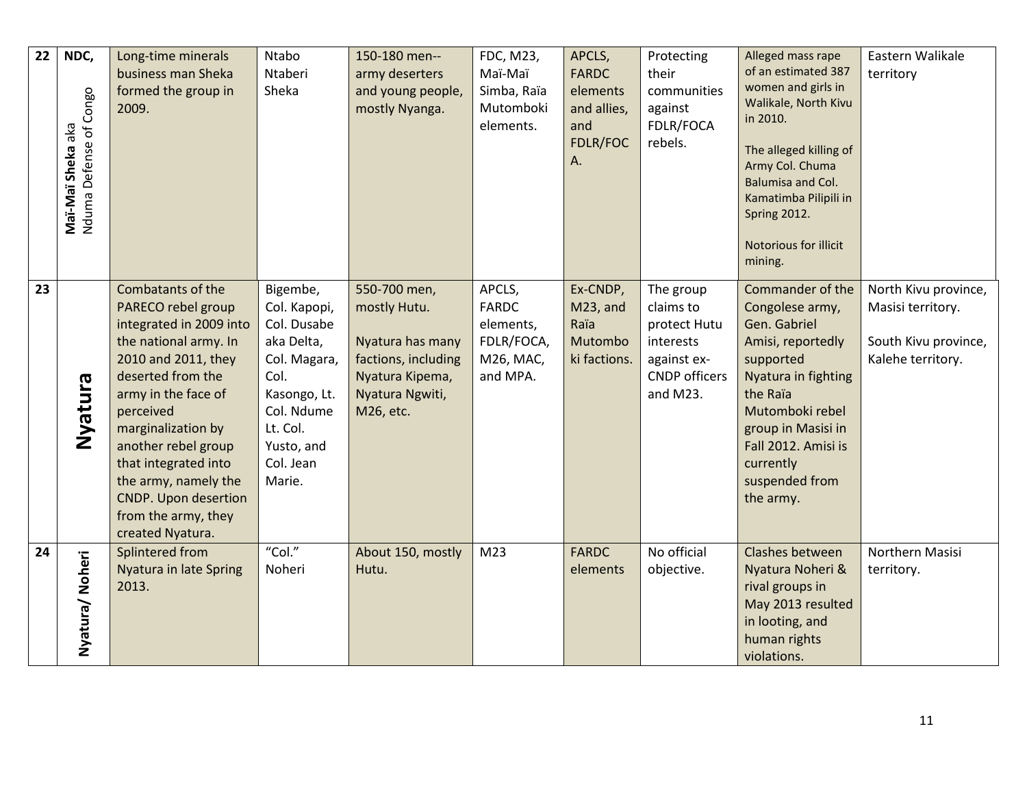| 22 | **Maï-Maï Sheka** aka Nduma Defense of Congo **NDC,** | Long-time minerals business man Sheka formed the group in 2009. | Ntabo Ntaberi Sheka | 150-180 men-- army deserters and young people, mostly Nyanga. | FDC, M23, Maï-Maï Simba, Raïa Mutomboki elements. | APCLS, FARDC elements and allies, and FDLR/FOCA. | Protecting their communities against FDLR/FOCA rebels. | Alleged mass rape of an estimated 387 women and girls in Walikale, North Kivu in 2010.<br><br>The alleged killing of Army Col. Chuma Balumisa and Col. Kamatimba Pilipili in Spring 2012.<br><br>Notorious for illicit mining. | Eastern Walikale territory |
|---|---|---|---|---|---|---|---|---|---|
| 23 | **Nyatura** | Combatants of the PARECO rebel group integrated in 2009 into the national army. In 2010 and 2011, they deserted from the army in the face of perceived marginalization by another rebel group that integrated into the army, namely the CNDP. Upon desertion from the army, they created Nyatura. | Bigembe, Col. Kapopi, Col. Dusabe aka Delta, Col. Magara, Col. Kasongo, Lt. Col. Ndume Lt. Col. Yusto, and Col. Jean Marie. | 550-700 men, mostly Hutu.<br><br>Nyatura has many factions, including Nyatura Kipema, Nyatura Ngwiti, M26, etc. | APCLS, FARDC elements, FDLR/FOCA, M26, MAC, and MPA. | Ex-CNDP, M23, and Raïa Mutomboki factions. | The group claims to protect Hutu interests against ex-CNDP officers and M23. | Commander of the Congolese army, Gen. Gabriel Amisi, reportedly supported Nyatura in fighting the Raïa Mutomboki rebel group in Masisi in Fall 2012. Amisi is currently suspended from the army. | North Kivu province, Masisi territory.<br><br>South Kivu province, Kalehe territory. |
| 24 | **Nyatura/ Noheri** | Splintered from Nyatura in late Spring 2013. | "Col." Noheri | About 150, mostly Hutu. | M23 | FARDC elements | No official objective. | Clashes between Nyatura Noheri & rival groups in May 2013 resulted in looting, and human rights violations. | Northern Masisi territory. |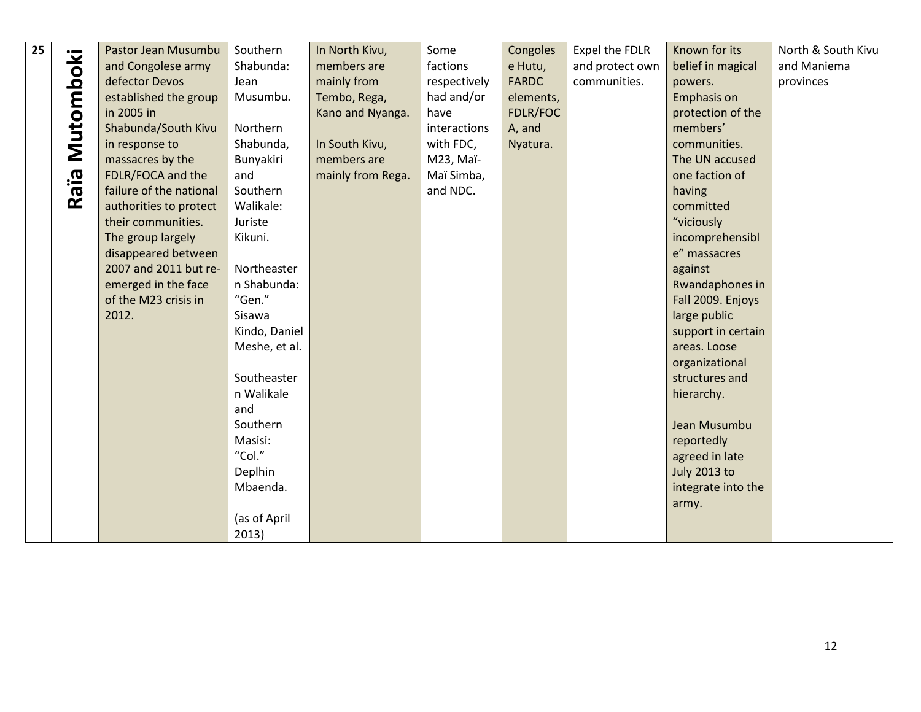| 25 | Raïa Mutomboki | Pastor Jean Musumbu and Congolese army defector Devos established the group in 2005 in Shabunda/South Kivu in response to massacres by the FDLR/FOCA and the failure of the national authorities to protect their communities. The group largely disappeared between 2007 and 2011 but re-emerged in the face of the M23 crisis in 2012. | Southern Shabunda: Jean Musumbu.<br><br>Northern Shabunda, Bunyakiri and Southern Walikale: Juriste Kikuni.<br><br>Northeastern Shabunda: "Gen." Sisawa Kindo, Daniel Meshe, et al.<br><br>Southeastern Walikale and Southern Masisi: "Col." Deplhin Mbaenda.<br><br>(as of April 2013) | In North Kivu, members are mainly from Tembo, Rega, Kano and Nyanga.<br><br>In South Kivu, members are mainly from Rega. | Some factions respectively had and/or have interactions with FDC, M23, Maï-Maï Simba, and NDC. | Congolese Hutu, FARDC elements, FDLR/FOCA, and Nyatura. | Expel the FDLR and protect own communities. | Known for its belief in magical powers. Emphasis on protection of the members' communities. The UN accused one faction of having committed "viciously incomprehensible" massacres against Rwandaphones in Fall 2009. Enjoys large public support in certain areas. Loose organizational structures and hierarchy.<br><br>Jean Musumbu reportedly agreed in late July 2013 to integrate into the army. | North & South Kivu and Maniema provinces |
|---|---|---|---|---|---|---|---|---|---|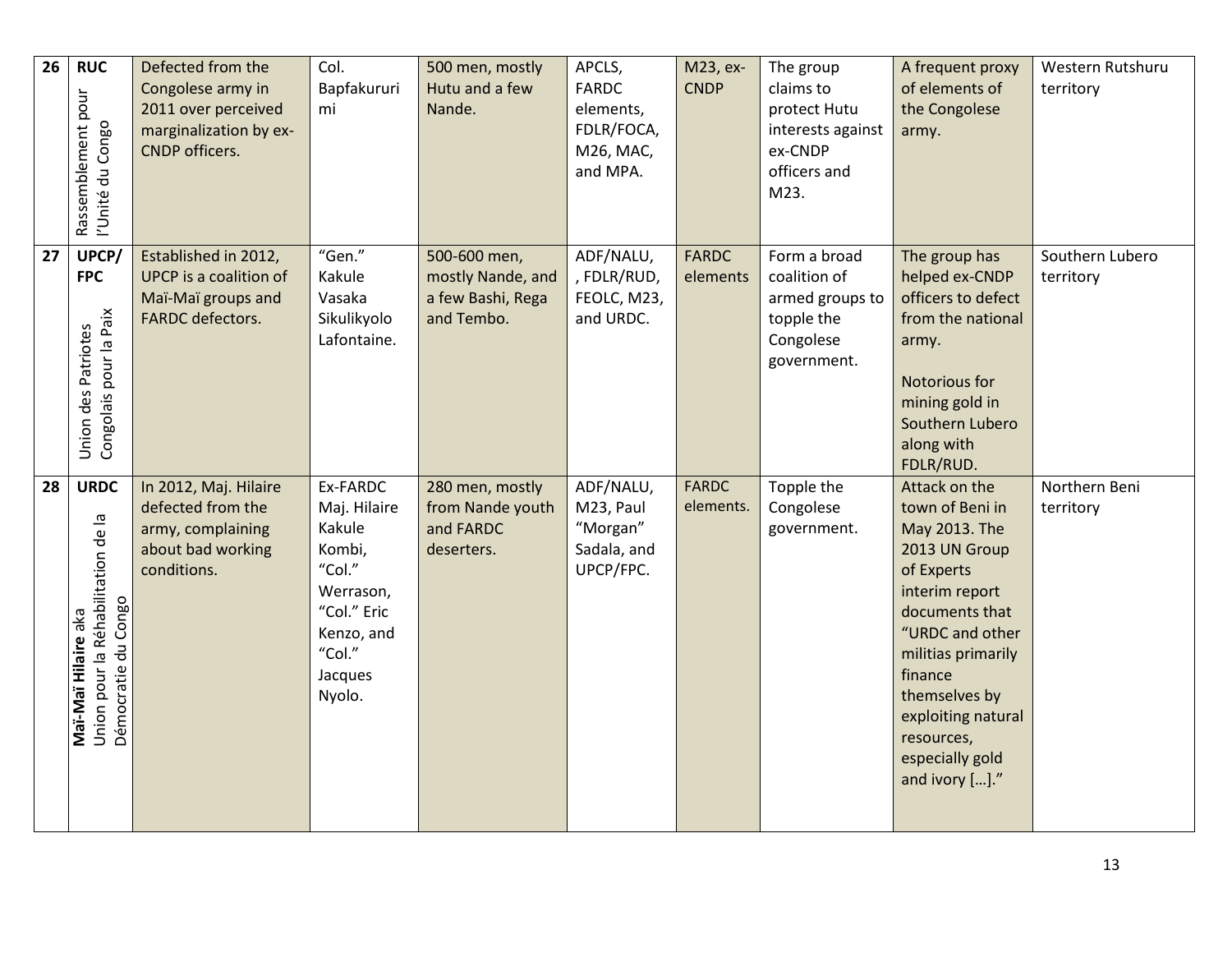| | | | | | | | | | |
|---|---|---|---|---|---|---|---|---|---|
| 26 | **RUC** Rassemblement pour l'Unité du Congo | Defected from the Congolese army in 2011 over perceived marginalization by ex-CNDP officers. | Col. Bapfakururimi | 500 men, mostly Hutu and a few Nande. | APCLS, FARDC elements, FDLR/FOCA, M26, MAC, and MPA. | M23, ex-CNDP | The group claims to protect Hutu interests against ex-CNDP officers and M23. | A frequent proxy of elements of the Congolese army. | Western Rutshuru territory |
| 27 | **UPCP/ FPC** Union des Patriotes Congolais pour la Paix | Established in 2012, UPCP is a coalition of Maï-Maï groups and FARDC defectors. | "Gen." Kakule Vasaka Sikulikyolo Lafontaine. | 500-600 men, mostly Nande, and a few Bashi, Rega and Tembo. | ADF/NALU, , FDLR/RUD, FEOLC, M23, and URDC. | FARDC elements | Form a broad coalition of armed groups to topple the Congolese government. | The group has helped ex-CNDP officers to defect from the national army. Notorious for mining gold in Southern Lubero along with FDLR/RUD. | Southern Lubero territory |
| 28 | **URDC** **Maï-Maï Hilaire** aka Union pour la Réhabilitation de la Démocratie du Congo | In 2012, Maj. Hilaire defected from the army, complaining about bad working conditions. | Ex-FARDC Maj. Hilaire Kakule Kombi, "Col." Werrason, "Col." Eric Kenzo, and "Col." Jacques Nyolo. | 280 men, mostly from Nande youth and FARDC deserters. | ADF/NALU, M23, Paul "Morgan" Sadala, and UPCP/FPC. | FARDC elements. | Topple the Congolese government. | Attack on the town of Beni in May 2013. The 2013 UN Group of Experts interim report documents that "URDC and other militias primarily finance themselves by exploiting natural resources, especially gold and ivory […]." | Northern Beni territory |